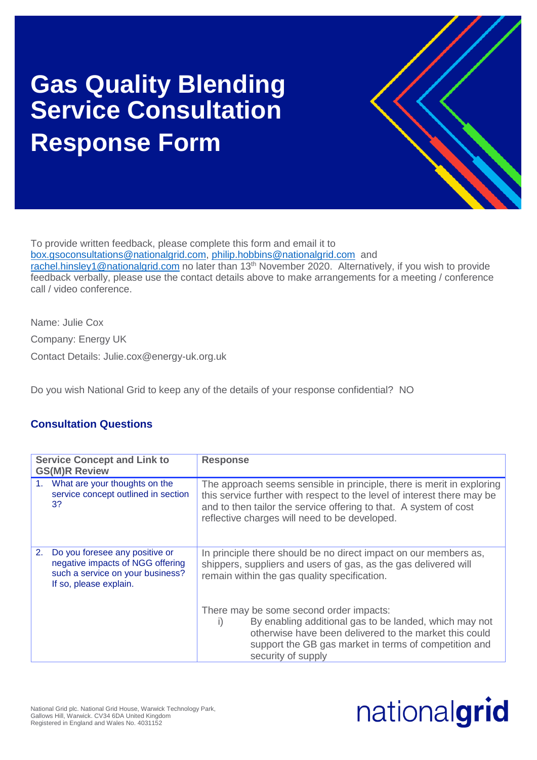# Gas Quality Blending Service Consultation

# Response Form

To provide written feedback, please complete this form and email it to box.gsoconsultations@nationalgrid.com, philip.hobbins@nationalgrid.com and rachel.hinsley1@nationalgrid.com no later than 13th November 2020. Alternatively, if you wish to provide feedback verbally, please use the contact details above to make arrangements for a meeting / conference call / video conference.

Name: Julie Cox

Company: Energy UK

Contact Details: Julie.cox@energy-uk.org.uk

Do you wish National Grid to keep any of the details of your response confidential? NO

## Consultation Questions

| Service Concept and Link to GS(M)R Review | Response |
|---|---|
| 1. What are your thoughts on the service concept outlined in section 3? | The approach seems sensible in principle, there is merit in exploring this service further with respect to the level of interest there may be and to then tailor the service offering to that. A system of cost reflective charges will need to be developed. |
| 2. Do you foresee any positive or negative impacts of NGG offering such a service on your business? If so, please explain. | In principle there should be no direct impact on our members as, shippers, suppliers and users of gas, as the gas delivered will remain within the gas quality specification.<br><br>There may be some second order impacts:<br>i) By enabling additional gas to be landed, which may not otherwise have been delivered to the market this could support the GB gas market in terms of competition and security of supply |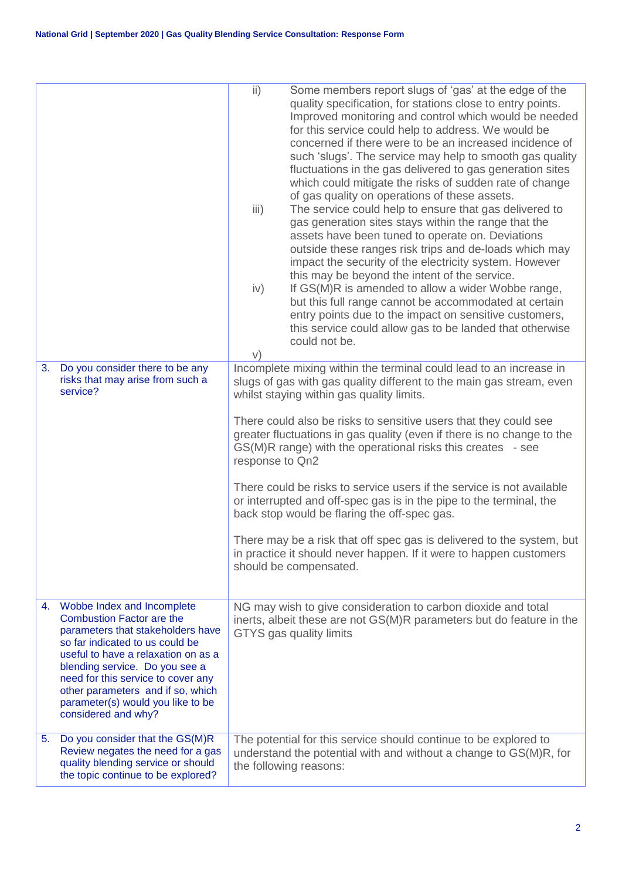| | |
|---|---|
| | ii) Some members report slugs of 'gas' at the edge of the quality specification, for stations close to entry points. Improved monitoring and control which would be needed for this service could help to address. We would be concerned if there were to be an increased incidence of such 'slugs'. The service may help to smooth gas quality fluctuations in the gas delivered to gas generation sites which could mitigate the risks of sudden rate of change of gas quality on operations of these assets.<br>iii) The service could help to ensure that gas delivered to gas generation sites stays within the range that the assets have been tuned to operate on. Deviations outside these ranges risk trips and de-loads which may impact the security of the electricity system. However this may be beyond the intent of the service.<br>iv) If GS(M)R is amended to allow a wider Wobbe range, but this full range cannot be accommodated at certain entry points due to the impact on sensitive customers, this service could allow gas to be landed that otherwise could not be.<br>v) |
| 3. Do you consider there to be any risks that may arise from such a service? | Incomplete mixing within the terminal could lead to an increase in slugs of gas with gas quality different to the main gas stream, even whilst staying within gas quality limits.<br><br>There could also be risks to sensitive users that they could see greater fluctuations in gas quality (even if there is no change to the GS(M)R range) with the operational risks this creates - see response to Qn2<br><br>There could be risks to service users if the service is not available or interrupted and off-spec gas is in the pipe to the terminal, the back stop would be flaring the off-spec gas.<br><br>There may be a risk that off spec gas is delivered to the system, but in practice it should never happen. If it were to happen customers should be compensated. |
| 4. Wobbe Index and Incomplete Combustion Factor are the parameters that stakeholders have so far indicated to us could be useful to have a relaxation on as a blending service. Do you see a need for this service to cover any other parameters and if so, which parameter(s) would you like to be considered and why? | NG may wish to give consideration to carbon dioxide and total inerts, albeit these are not GS(M)R parameters but do feature in the GTYS gas quality limits |
| 5. Do you consider that the GS(M)R Review negates the need for a gas quality blending service or should the topic continue to be explored? | The potential for this service should continue to be explored to understand the potential with and without a change to GS(M)R, for the following reasons: |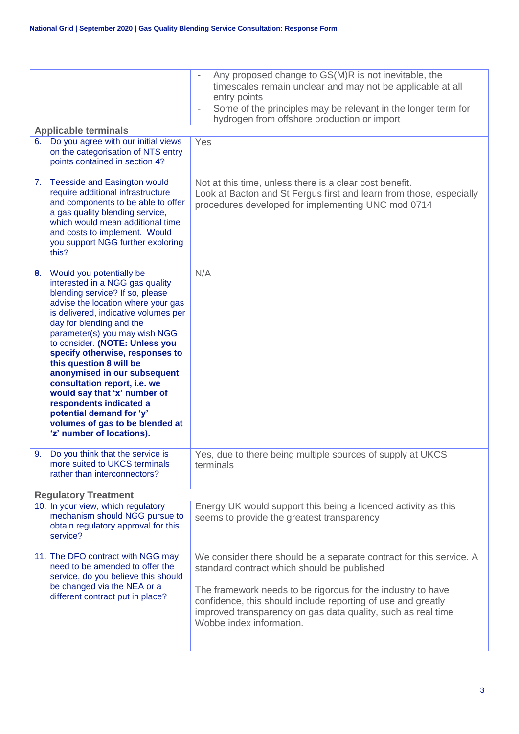| | |
|---|---|
| | - Any proposed change to GS(M)R is not inevitable, the timescales remain unclear and may not be applicable at all entry points<br>- Some of the principles may be relevant in the longer term for hydrogen from offshore production or import |
| **Applicable terminals** | |
| 6. Do you agree with our initial views on the categorisation of NTS entry points contained in section 4? | Yes |
| 7. Teesside and Easington would require additional infrastructure and components to be able to offer a gas quality blending service, which would mean additional time and costs to implement. Would you support NGG further exploring this? | Not at this time, unless there is a clear cost benefit.<br>Look at Bacton and St Fergus first and learn from those, especially procedures developed for implementing UNC mod 0714 |
| **8.** Would you potentially be interested in a NGG gas quality blending service? If so, please advise the location where your gas is delivered, indicative volumes per day for blending and the parameter(s) you may wish NGG to consider. **(NOTE: Unless you specify otherwise, responses to this question 8 will be anonymised in our subsequent consultation report, i.e. we would say that 'x' number of respondents indicated a potential demand for 'y' volumes of gas to be blended at 'z' number of locations).** | N/A |
| 9. Do you think that the service is more suited to UKCS terminals rather than interconnectors? | Yes, due to there being multiple sources of supply at UKCS terminals |
| **Regulatory Treatment** | |
| 10. In your view, which regulatory mechanism should NGG pursue to obtain regulatory approval for this service? | Energy UK would support this being a licenced activity as this seems to provide the greatest transparency |
| 11. The DFO contract with NGG may need to be amended to offer the service, do you believe this should be changed via the NEA or a different contract put in place? | We consider there should be a separate contract for this service. A standard contract which should be published<br><br>The framework needs to be rigorous for the industry to have confidence, this should include reporting of use and greatly improved transparency on gas data quality, such as real time Wobbe index information. |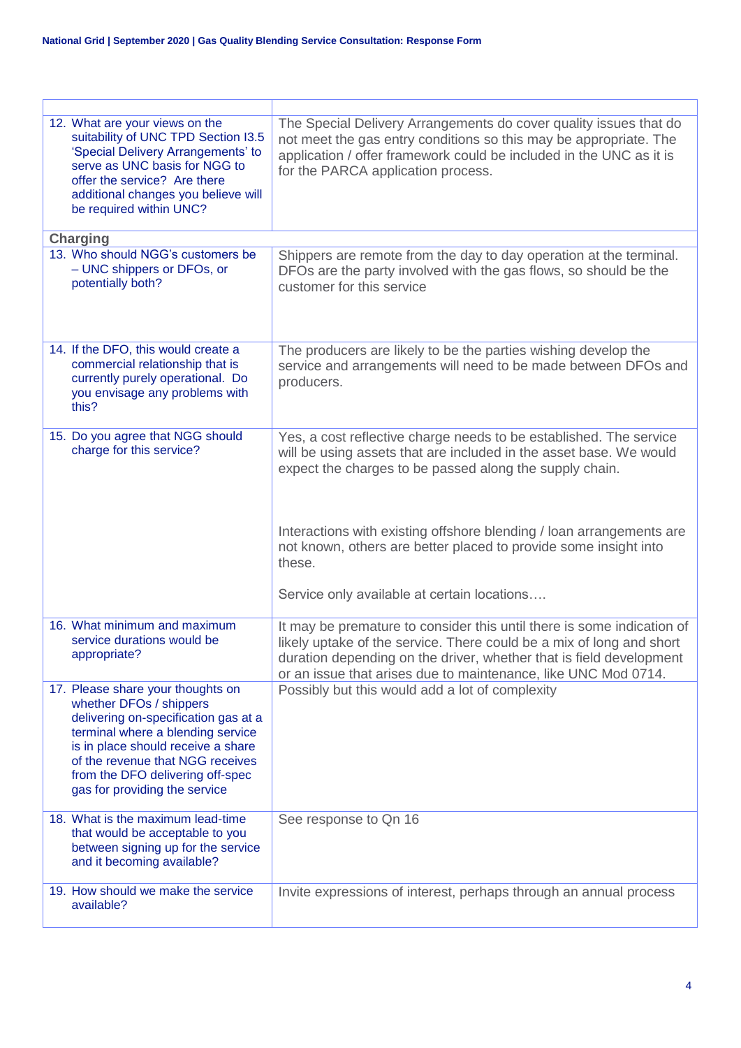| | |
|---|---|
| 12. What are your views on the suitability of UNC TPD Section I3.5 'Special Delivery Arrangements' to serve as UNC basis for NGG to offer the service? Are there additional changes you believe will be required within UNC? | The Special Delivery Arrangements do cover quality issues that do not meet the gas entry conditions so this may be appropriate. The application / offer framework could be included in the UNC as it is for the PARCA application process. |
| **Charging** | |
| 13. Who should NGG's customers be – UNC shippers or DFOs, or potentially both? | Shippers are remote from the day to day operation at the terminal. DFOs are the party involved with the gas flows, so should be the customer for this service |
| 14. If the DFO, this would create a commercial relationship that is currently purely operational. Do you envisage any problems with this? | The producers are likely to be the parties wishing develop the service and arrangements will need to be made between DFOs and producers. |
| 15. Do you agree that NGG should charge for this service? | Yes, a cost reflective charge needs to be established. The service will be using assets that are included in the asset base. We would expect the charges to be passed along the supply chain.<br><br>Interactions with existing offshore blending / loan arrangements are not known, others are better placed to provide some insight into these.<br><br>Service only available at certain locations…. |
| 16. What minimum and maximum service durations would be appropriate? | It may be premature to consider this until there is some indication of likely uptake of the service. There could be a mix of long and short duration depending on the driver, whether that is field development or an issue that arises due to maintenance, like UNC Mod 0714. |
| 17. Please share your thoughts on whether DFOs / shippers delivering on-specification gas at a terminal where a blending service is in place should receive a share of the revenue that NGG receives from the DFO delivering off-spec gas for providing the service | Possibly but this would add a lot of complexity |
| 18. What is the maximum lead-time that would be acceptable to you between signing up for the service and it becoming available? | See response to Qn 16 |
| 19. How should we make the service available? | Invite expressions of interest, perhaps through an annual process |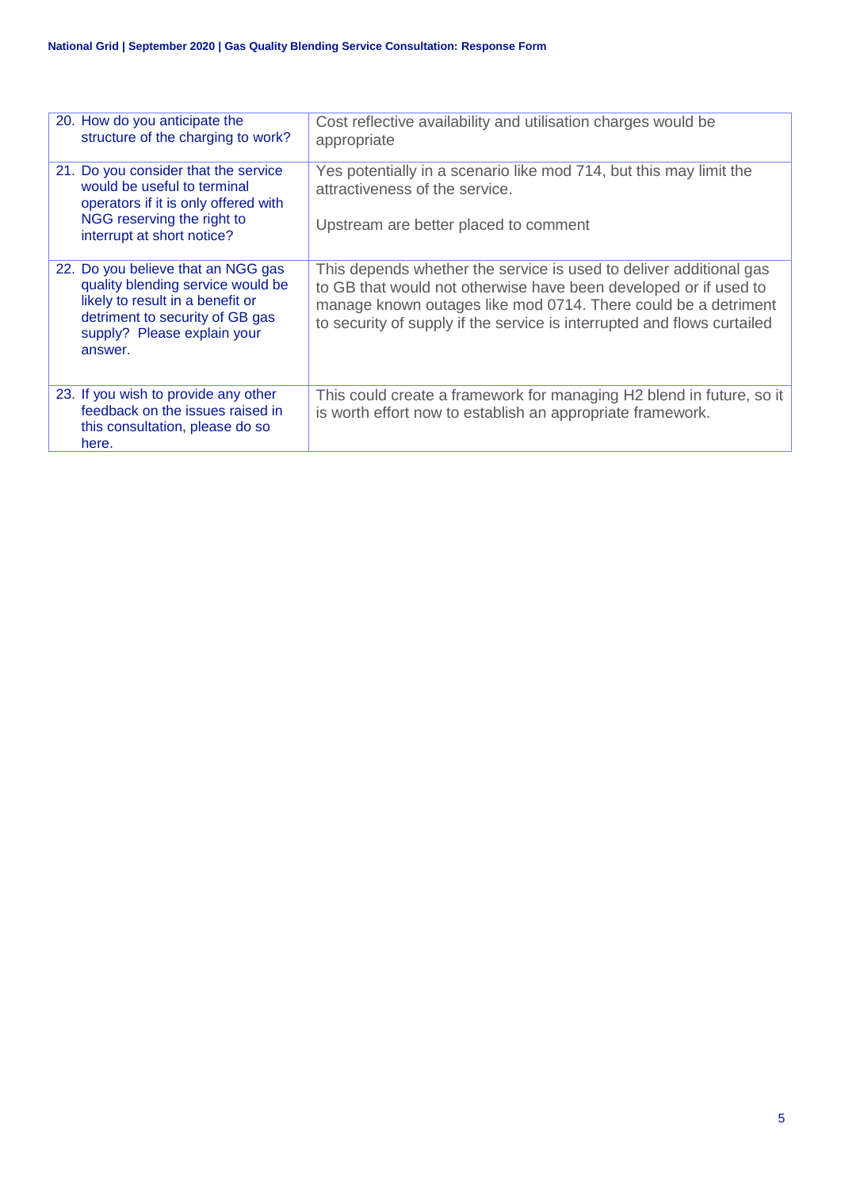| | |
|---|---|
| 20. How do you anticipate the structure of the charging to work? | Cost reflective availability and utilisation charges would be appropriate |
| 21. Do you consider that the service would be useful to terminal operators if it is only offered with NGG reserving the right to interrupt at short notice? | Yes potentially in a scenario like mod 714, but this may limit the attractiveness of the service.<br><br>Upstream are better placed to comment |
| 22. Do you believe that an NGG gas quality blending service would be likely to result in a benefit or detriment to security of GB gas supply? Please explain your answer. | This depends whether the service is used to deliver additional gas to GB that would not otherwise have been developed or if used to manage known outages like mod 0714. There could be a detriment to security of supply if the service is interrupted and flows curtailed |
| 23. If you wish to provide any other feedback on the issues raised in this consultation, please do so here. | This could create a framework for managing H2 blend in future, so it is worth effort now to establish an appropriate framework. |